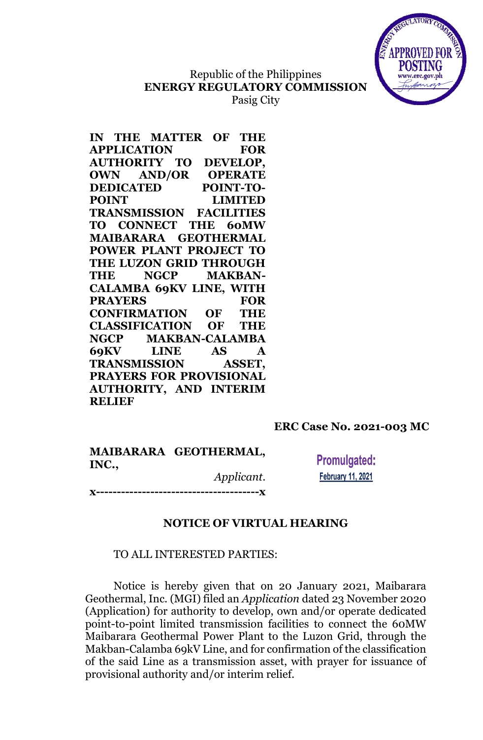Republic of the Philippines
**ENERGY REGULATORY COMMISSION**
Pasig City

APPROVED FOR POSTING
www.erc.gov.ph

**IN THE MATTER OF THE APPLICATION FOR AUTHORITY TO DEVELOP, OWN AND/OR OPERATE DEDICATED POINT-TO-POINT LIMITED TRANSMISSION FACILITIES TO CONNECT THE 60MW MAIBARARA GEOTHERMAL POWER PLANT PROJECT TO THE LUZON GRID THROUGH THE NGCP MAKBAN-CALAMBA 69KV LINE, WITH PRAYERS FOR CONFIRMATION OF THE CLASSIFICATION OF THE NGCP MAKBAN-CALAMBA 69KV LINE AS A TRANSMISSION ASSET, PRAYERS FOR PROVISIONAL AUTHORITY, AND INTERIM RELIEF**

**ERC Case No. 2021-003 MC**

**MAIBARARA GEOTHERMAL, INC.,**
*Applicant.*

**Promulgated:**
**February 11, 2021**

x---------------------------------------x

## NOTICE OF VIRTUAL HEARING

TO ALL INTERESTED PARTIES:

Notice is hereby given that on 20 January 2021, Maibarara Geothermal, Inc. (MGI) filed an *Application* dated 23 November 2020 (Application) for authority to develop, own and/or operate dedicated point-to-point limited transmission facilities to connect the 60MW Maibarara Geothermal Power Plant to the Luzon Grid, through the Makban-Calamba 69kV Line, and for confirmation of the classification of the said Line as a transmission asset, with prayer for issuance of provisional authority and/or interim relief.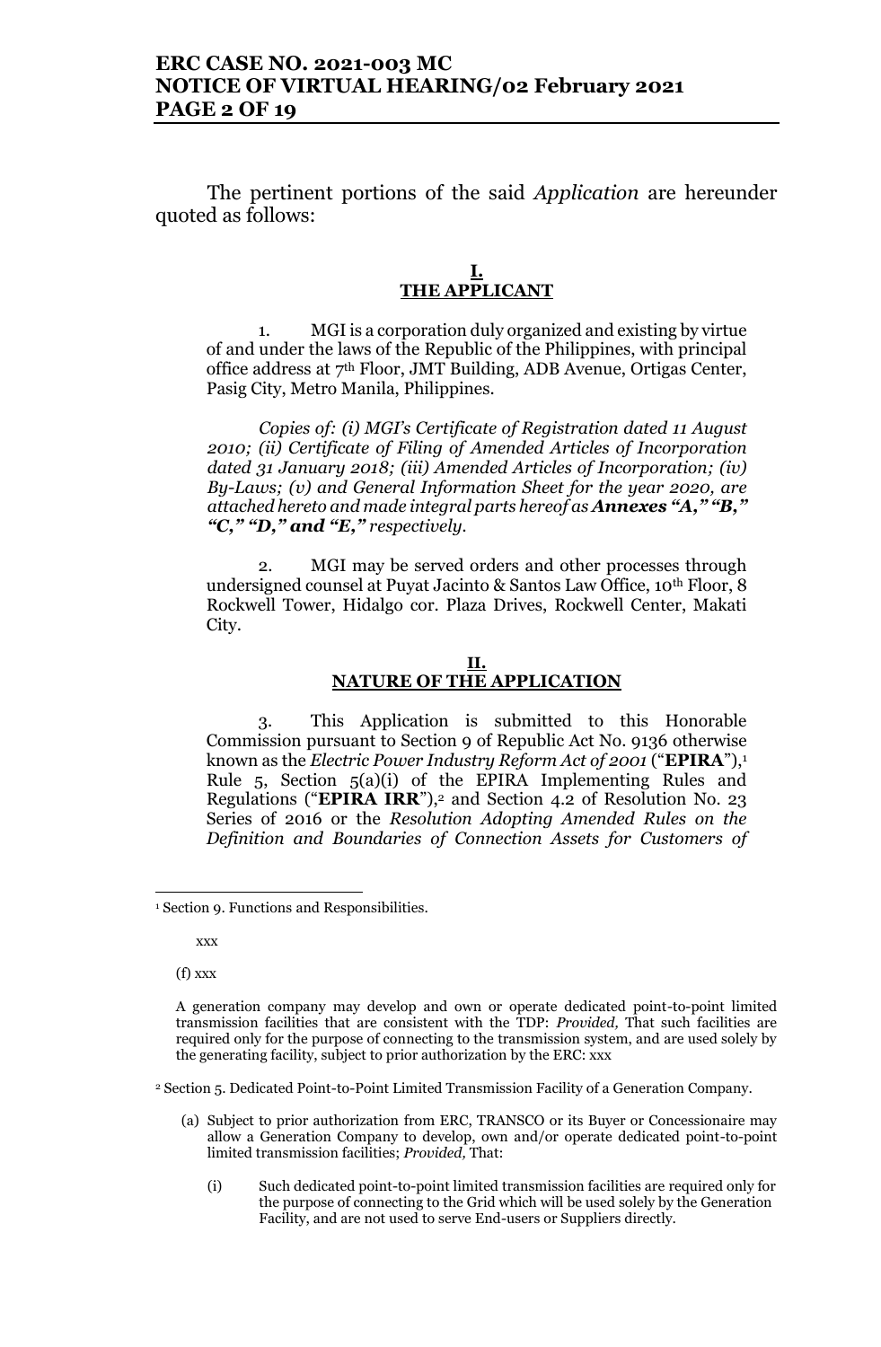The pertinent portions of the said *Application* are hereunder quoted as follows:

**I.**
**THE APPLICANT**

1. MGI is a corporation duly organized and existing by virtue of and under the laws of the Republic of the Philippines, with principal office address at 7th Floor, JMT Building, ADB Avenue, Ortigas Center, Pasig City, Metro Manila, Philippines.

*Copies of: (i) MGI's Certificate of Registration dated 11 August 2010; (ii) Certificate of Filing of Amended Articles of Incorporation dated 31 January 2018; (iii) Amended Articles of Incorporation; (iv) By-Laws; (v) and General Information Sheet for the year 2020, are attached hereto and made integral parts hereof as* ***Annexes "A," "B," "C," "D," and "E,"*** *respectively.*

2. MGI may be served orders and other processes through undersigned counsel at Puyat Jacinto & Santos Law Office, 10th Floor, 8 Rockwell Tower, Hidalgo cor. Plaza Drives, Rockwell Center, Makati City.

**II.**
**NATURE OF THE APPLICATION**

3. This Application is submitted to this Honorable Commission pursuant to Section 9 of Republic Act No. 9136 otherwise known as the *Electric Power Industry Reform Act of 2001* ("**EPIRA**"),[1] Rule 5, Section 5(a)(i) of the EPIRA Implementing Rules and Regulations ("**EPIRA IRR**"),[2] and Section 4.2 of Resolution No. 23 Series of 2016 or the *Resolution Adopting Amended Rules on the Definition and Boundaries of Connection Assets for Customers of*

---

[1] Section 9. Functions and Responsibilities.

xxx

(f) xxx

A generation company may develop and own or operate dedicated point-to-point limited transmission facilities that are consistent with the TDP: *Provided,* That such facilities are required only for the purpose of connecting to the transmission system, and are used solely by the generating facility, subject to prior authorization by the ERC: xxx

[2] Section 5. Dedicated Point-to-Point Limited Transmission Facility of a Generation Company.

(a) Subject to prior authorization from ERC, TRANSCO or its Buyer or Concessionaire may allow a Generation Company to develop, own and/or operate dedicated point-to-point limited transmission facilities; *Provided,* That:

(i) Such dedicated point-to-point limited transmission facilities are required only for the purpose of connecting to the Grid which will be used solely by the Generation Facility, and are not used to serve End-users or Suppliers directly.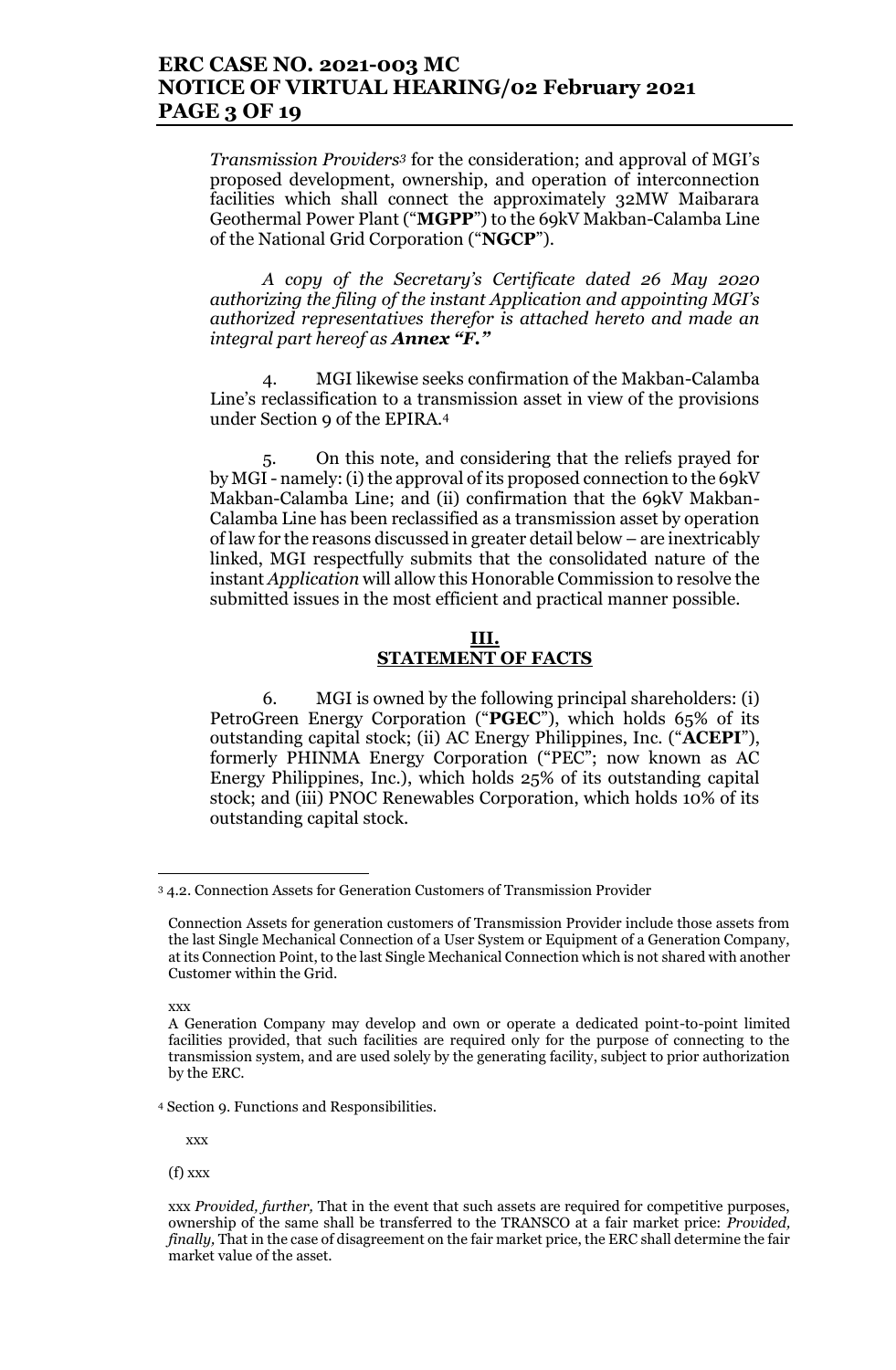*Transmission Providers*[3] for the consideration; and approval of MGI's proposed development, ownership, and operation of interconnection facilities which shall connect the approximately 32MW Maibarara Geothermal Power Plant ("**MGPP**") to the 69kV Makban-Calamba Line of the National Grid Corporation ("**NGCP**").

*A copy of the Secretary's Certificate dated 26 May 2020 authorizing the filing of the instant Application and appointing MGI's authorized representatives therefor is attached hereto and made an integral part hereof as **Annex "F."***

4. MGI likewise seeks confirmation of the Makban-Calamba Line's reclassification to a transmission asset in view of the provisions under Section 9 of the EPIRA.[4]

5. On this note, and considering that the reliefs prayed for by MGI - namely: (i) the approval of its proposed connection to the 69kV Makban-Calamba Line; and (ii) confirmation that the 69kV Makban-Calamba Line has been reclassified as a transmission asset by operation of law for the reasons discussed in greater detail below – are inextricably linked, MGI respectfully submits that the consolidated nature of the instant *Application* will allow this Honorable Commission to resolve the submitted issues in the most efficient and practical manner possible.

## III. STATEMENT OF FACTS

6. MGI is owned by the following principal shareholders: (i) PetroGreen Energy Corporation ("**PGEC**"), which holds 65% of its outstanding capital stock; (ii) AC Energy Philippines, Inc. ("**ACEPI**"), formerly PHINMA Energy Corporation ("PEC"; now known as AC Energy Philippines, Inc.), which holds 25% of its outstanding capital stock; and (iii) PNOC Renewables Corporation, which holds 10% of its outstanding capital stock.

---

[3] 4.2. Connection Assets for Generation Customers of Transmission Provider

Connection Assets for generation customers of Transmission Provider include those assets from the last Single Mechanical Connection of a User System or Equipment of a Generation Company, at its Connection Point, to the last Single Mechanical Connection which is not shared with another Customer within the Grid.

xxx

A Generation Company may develop and own or operate a dedicated point-to-point limited facilities provided, that such facilities are required only for the purpose of connecting to the transmission system, and are used solely by the generating facility, subject to prior authorization by the ERC.

[4] Section 9. Functions and Responsibilities.

xxx

(f) xxx

xxx *Provided, further,* That in the event that such assets are required for competitive purposes, ownership of the same shall be transferred to the TRANSCO at a fair market price: *Provided, finally,* That in the case of disagreement on the fair market price, the ERC shall determine the fair market value of the asset.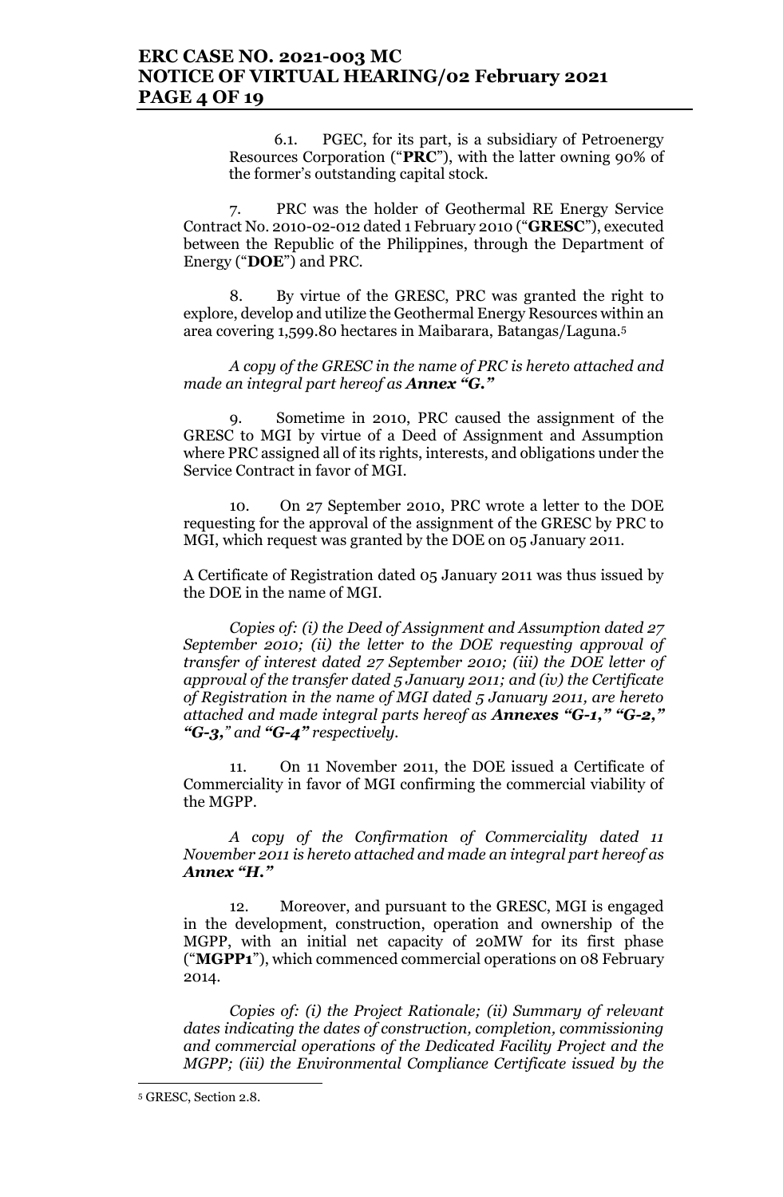6.1. PGEC, for its part, is a subsidiary of Petroenergy Resources Corporation ("**PRC**"), with the latter owning 90% of the former's outstanding capital stock.

7. PRC was the holder of Geothermal RE Energy Service Contract No. 2010-02-012 dated 1 February 2010 ("**GRESC**"), executed between the Republic of the Philippines, through the Department of Energy ("**DOE**") and PRC.

8. By virtue of the GRESC, PRC was granted the right to explore, develop and utilize the Geothermal Energy Resources within an area covering 1,599.80 hectares in Maibarara, Batangas/Laguna.[5]

*A copy of the GRESC in the name of PRC is hereto attached and made an integral part hereof as **Annex "G."***

9. Sometime in 2010, PRC caused the assignment of the GRESC to MGI by virtue of a Deed of Assignment and Assumption where PRC assigned all of its rights, interests, and obligations under the Service Contract in favor of MGI.

10. On 27 September 2010, PRC wrote a letter to the DOE requesting for the approval of the assignment of the GRESC by PRC to MGI, which request was granted by the DOE on 05 January 2011.

A Certificate of Registration dated 05 January 2011 was thus issued by the DOE in the name of MGI.

*Copies of: (i) the Deed of Assignment and Assumption dated 27 September 2010; (ii) the letter to the DOE requesting approval of transfer of interest dated 27 September 2010; (iii) the DOE letter of approval of the transfer dated 5 January 2011; and (iv) the Certificate of Registration in the name of MGI dated 5 January 2011, are hereto attached and made integral parts hereof as **Annexes "G-1," "G-2," "G-3,"** and **"G-4"** respectively.*

11. On 11 November 2011, the DOE issued a Certificate of Commerciality in favor of MGI confirming the commercial viability of the MGPP.

*A copy of the Confirmation of Commerciality dated 11 November 2011 is hereto attached and made an integral part hereof as **Annex "H."***

12. Moreover, and pursuant to the GRESC, MGI is engaged in the development, construction, operation and ownership of the MGPP, with an initial net capacity of 20MW for its first phase ("**MGPP1**"), which commenced commercial operations on 08 February 2014.

*Copies of: (i) the Project Rationale; (ii) Summary of relevant dates indicating the dates of construction, completion, commissioning and commercial operations of the Dedicated Facility Project and the MGPP; (iii) the Environmental Compliance Certificate issued by the*

---

[5] GRESC, Section 2.8.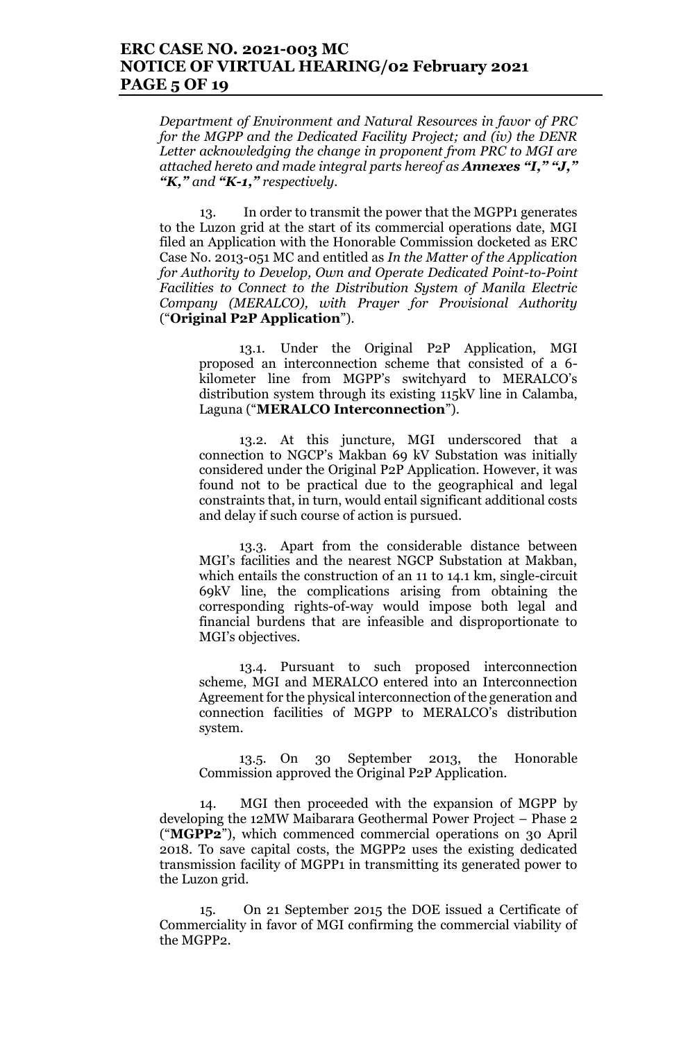*Department of Environment and Natural Resources in favor of PRC for the MGPP and the Dedicated Facility Project; and (iv) the DENR Letter acknowledging the change in proponent from PRC to MGI are attached hereto and made integral parts hereof as **Annexes "I," "J," "K,"** and **"K-1,"** respectively.*

13. In order to transmit the power that the MGPP1 generates to the Luzon grid at the start of its commercial operations date, MGI filed an Application with the Honorable Commission docketed as ERC Case No. 2013-051 MC and entitled as *In the Matter of the Application for Authority to Develop, Own and Operate Dedicated Point-to-Point Facilities to Connect to the Distribution System of Manila Electric Company (MERALCO), with Prayer for Provisional Authority* ("**Original P2P Application**").

13.1. Under the Original P2P Application, MGI proposed an interconnection scheme that consisted of a 6-kilometer line from MGPP's switchyard to MERALCO's distribution system through its existing 115kV line in Calamba, Laguna ("**MERALCO Interconnection**").

13.2. At this juncture, MGI underscored that a connection to NGCP's Makban 69 kV Substation was initially considered under the Original P2P Application. However, it was found not to be practical due to the geographical and legal constraints that, in turn, would entail significant additional costs and delay if such course of action is pursued.

13.3. Apart from the considerable distance between MGI's facilities and the nearest NGCP Substation at Makban, which entails the construction of an 11 to 14.1 km, single-circuit 69kV line, the complications arising from obtaining the corresponding rights-of-way would impose both legal and financial burdens that are infeasible and disproportionate to MGI's objectives.

13.4. Pursuant to such proposed interconnection scheme, MGI and MERALCO entered into an Interconnection Agreement for the physical interconnection of the generation and connection facilities of MGPP to MERALCO's distribution system.

13.5. On 30 September 2013, the Honorable Commission approved the Original P2P Application.

14. MGI then proceeded with the expansion of MGPP by developing the 12MW Maibarara Geothermal Power Project – Phase 2 ("**MGPP2**"), which commenced commercial operations on 30 April 2018. To save capital costs, the MGPP2 uses the existing dedicated transmission facility of MGPP1 in transmitting its generated power to the Luzon grid.

15. On 21 September 2015 the DOE issued a Certificate of Commerciality in favor of MGI confirming the commercial viability of the MGPP2.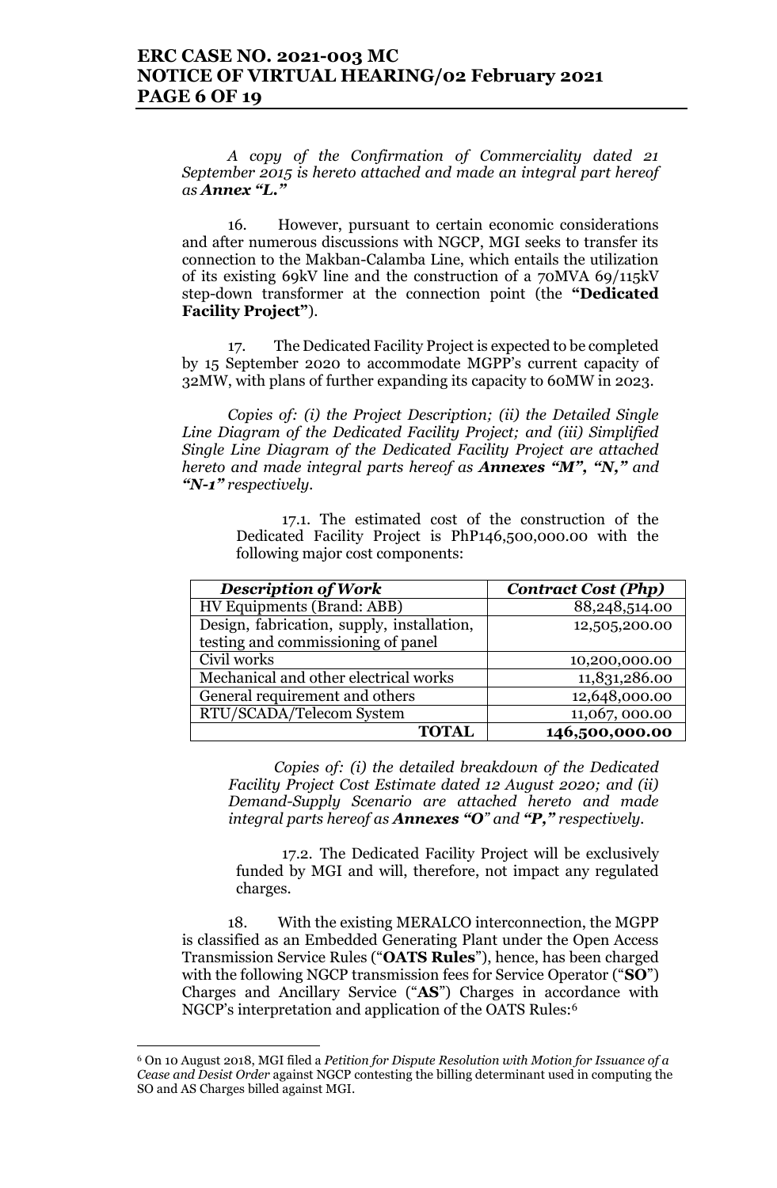*A copy of the Confirmation of Commerciality dated 21 September 2015 is hereto attached and made an integral part hereof as **Annex "L."***

16. However, pursuant to certain economic considerations and after numerous discussions with NGCP, MGI seeks to transfer its connection to the Makban-Calamba Line, which entails the utilization of its existing 69kV line and the construction of a 70MVA 69/115kV step-down transformer at the connection point (the **"Dedicated Facility Project"**).

17. The Dedicated Facility Project is expected to be completed by 15 September 2020 to accommodate MGPP's current capacity of 32MW, with plans of further expanding its capacity to 60MW in 2023.

*Copies of: (i) the Project Description; (ii) the Detailed Single Line Diagram of the Dedicated Facility Project; and (iii) Simplified Single Line Diagram of the Dedicated Facility Project are attached hereto and made integral parts hereof as **Annexes "M", "N,"** and **"N-1"** respectively.*

17.1. The estimated cost of the construction of the Dedicated Facility Project is PhP146,500,000.00 with the following major cost components:

| *Description of Work* | *Contract Cost (Php)* |
| --- | --- |
| HV Equipments (Brand: ABB) | 88,248,514.00 |
| Design, fabrication, supply, installation, testing and commissioning of panel | 12,505,200.00 |
| Civil works | 10,200,000.00 |
| Mechanical and other electrical works | 11,831,286.00 |
| General requirement and others | 12,648,000.00 |
| RTU/SCADA/Telecom System | 11,067, 000.00 |
| **TOTAL** | **146,500,000.00** |

*Copies of: (i) the detailed breakdown of the Dedicated Facility Project Cost Estimate dated 12 August 2020; and (ii) Demand-Supply Scenario are attached hereto and made integral parts hereof as **Annexes "O"** and **"P,"** respectively.*

17.2. The Dedicated Facility Project will be exclusively funded by MGI and will, therefore, not impact any regulated charges.

18. With the existing MERALCO interconnection, the MGPP is classified as an Embedded Generating Plant under the Open Access Transmission Service Rules ("**OATS Rules**"), hence, has been charged with the following NGCP transmission fees for Service Operator ("**SO**") Charges and Ancillary Service ("**AS**") Charges in accordance with NGCP's interpretation and application of the OATS Rules:[6]

[6] On 10 August 2018, MGI filed a *Petition for Dispute Resolution with Motion for Issuance of a Cease and Desist Order* against NGCP contesting the billing determinant used in computing the SO and AS Charges billed against MGI.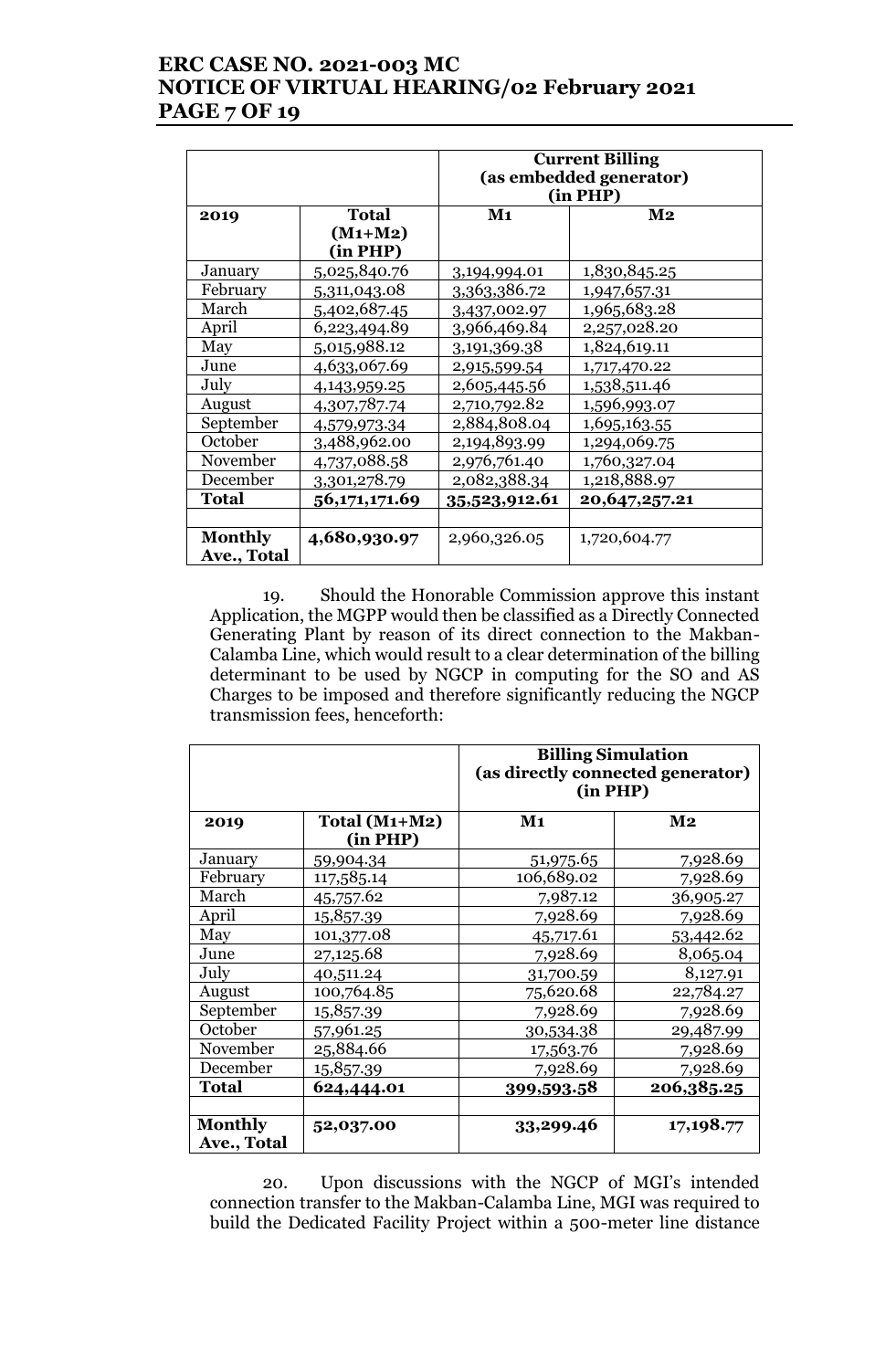| | | Current Billing (as embedded generator) (in PHP) | |
|---|---|---|---|
| **2019** | **Total (M1+M2) (in PHP)** | **M1** | **M2** |
| January | 5,025,840.76 | 3,194,994.01 | 1,830,845.25 |
| February | 5,311,043.08 | 3,363,386.72 | 1,947,657.31 |
| March | 5,402,687.45 | 3,437,002.97 | 1,965,683.28 |
| April | 6,223,494.89 | 3,966,469.84 | 2,257,028.20 |
| May | 5,015,988.12 | 3,191,369.38 | 1,824,619.11 |
| June | 4,633,067.69 | 2,915,599.54 | 1,717,470.22 |
| July | 4,143,959.25 | 2,605,445.56 | 1,538,511.46 |
| August | 4,307,787.74 | 2,710,792.82 | 1,596,993.07 |
| September | 4,579,973.34 | 2,884,808.04 | 1,695,163.55 |
| October | 3,488,962.00 | 2,194,893.99 | 1,294,069.75 |
| November | 4,737,088.58 | 2,976,761.40 | 1,760,327.04 |
| December | 3,301,278.79 | 2,082,388.34 | 1,218,888.97 |
| **Total** | **56,171,171.69** | **35,523,912.61** | **20,647,257.21** |
| | | | |
| **Monthly Ave., Total** | **4,680,930.97** | 2,960,326.05 | 1,720,604.77 |

19. Should the Honorable Commission approve this instant Application, the MGPP would then be classified as a Directly Connected Generating Plant by reason of its direct connection to the Makban-Calamba Line, which would result to a clear determination of the billing determinant to be used by NGCP in computing for the SO and AS Charges to be imposed and therefore significantly reducing the NGCP transmission fees, henceforth:

| | | Billing Simulation (as directly connected generator) (in PHP) | |
|---|---|---|---|
| **2019** | **Total (M1+M2) (in PHP)** | **M1** | **M2** |
| January | 59,904.34 | 51,975.65 | 7,928.69 |
| February | 117,585.14 | 106,689.02 | 7,928.69 |
| March | 45,757.62 | 7,987.12 | 36,905.27 |
| April | 15,857.39 | 7,928.69 | 7,928.69 |
| May | 101,377.08 | 45,717.61 | 53,442.62 |
| June | 27,125.68 | 7,928.69 | 8,065.04 |
| July | 40,511.24 | 31,700.59 | 8,127.91 |
| August | 100,764.85 | 75,620.68 | 22,784.27 |
| September | 15,857.39 | 7,928.69 | 7,928.69 |
| October | 57,961.25 | 30,534.38 | 29,487.99 |
| November | 25,884.66 | 17,563.76 | 7,928.69 |
| December | 15,857.39 | 7,928.69 | 7,928.69 |
| **Total** | **624,444.01** | **399,593.58** | **206,385.25** |
| | | | |
| **Monthly Ave., Total** | **52,037.00** | **33,299.46** | **17,198.77** |

20. Upon discussions with the NGCP of MGI's intended connection transfer to the Makban-Calamba Line, MGI was required to build the Dedicated Facility Project within a 500-meter line distance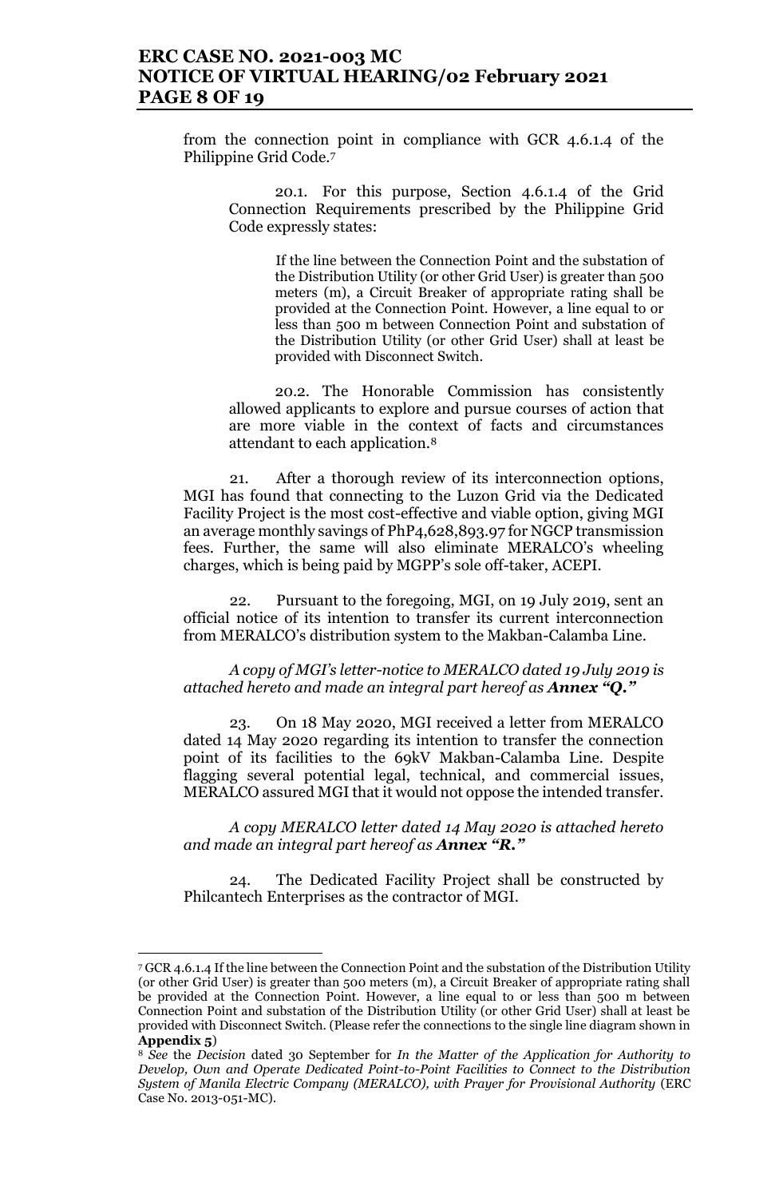from the connection point in compliance with GCR 4.6.1.4 of the Philippine Grid Code.[7]

> 20.1. For this purpose, Section 4.6.1.4 of the Grid Connection Requirements prescribed by the Philippine Grid Code expressly states:
>
> > If the line between the Connection Point and the substation of the Distribution Utility (or other Grid User) is greater than 500 meters (m), a Circuit Breaker of appropriate rating shall be provided at the Connection Point. However, a line equal to or less than 500 m between Connection Point and substation of the Distribution Utility (or other Grid User) shall at least be provided with Disconnect Switch.
>
> 20.2. The Honorable Commission has consistently allowed applicants to explore and pursue courses of action that are more viable in the context of facts and circumstances attendant to each application.[8]

21. After a thorough review of its interconnection options, MGI has found that connecting to the Luzon Grid via the Dedicated Facility Project is the most cost-effective and viable option, giving MGI an average monthly savings of PhP4,628,893.97 for NGCP transmission fees. Further, the same will also eliminate MERALCO's wheeling charges, which is being paid by MGPP's sole off-taker, ACEPI.

22. Pursuant to the foregoing, MGI, on 19 July 2019, sent an official notice of its intention to transfer its current interconnection from MERALCO's distribution system to the Makban-Calamba Line.

*A copy of MGI's letter-notice to MERALCO dated 19 July 2019 is attached hereto and made an integral part hereof as **Annex "Q."***

23. On 18 May 2020, MGI received a letter from MERALCO dated 14 May 2020 regarding its intention to transfer the connection point of its facilities to the 69kV Makban-Calamba Line. Despite flagging several potential legal, technical, and commercial issues, MERALCO assured MGI that it would not oppose the intended transfer.

*A copy MERALCO letter dated 14 May 2020 is attached hereto and made an integral part hereof as **Annex "R."***

24. The Dedicated Facility Project shall be constructed by Philcantech Enterprises as the contractor of MGI.

---

[7] GCR 4.6.1.4 If the line between the Connection Point and the substation of the Distribution Utility (or other Grid User) is greater than 500 meters (m), a Circuit Breaker of appropriate rating shall be provided at the Connection Point. However, a line equal to or less than 500 m between Connection Point and substation of the Distribution Utility (or other Grid User) shall at least be provided with Disconnect Switch. (Please refer the connections to the single line diagram shown in **Appendix 5**)

[8] *See* the *Decision* dated 30 September for *In the Matter of the Application for Authority to Develop, Own and Operate Dedicated Point-to-Point Facilities to Connect to the Distribution System of Manila Electric Company (MERALCO), with Prayer for Provisional Authority* (ERC Case No. 2013-051-MC).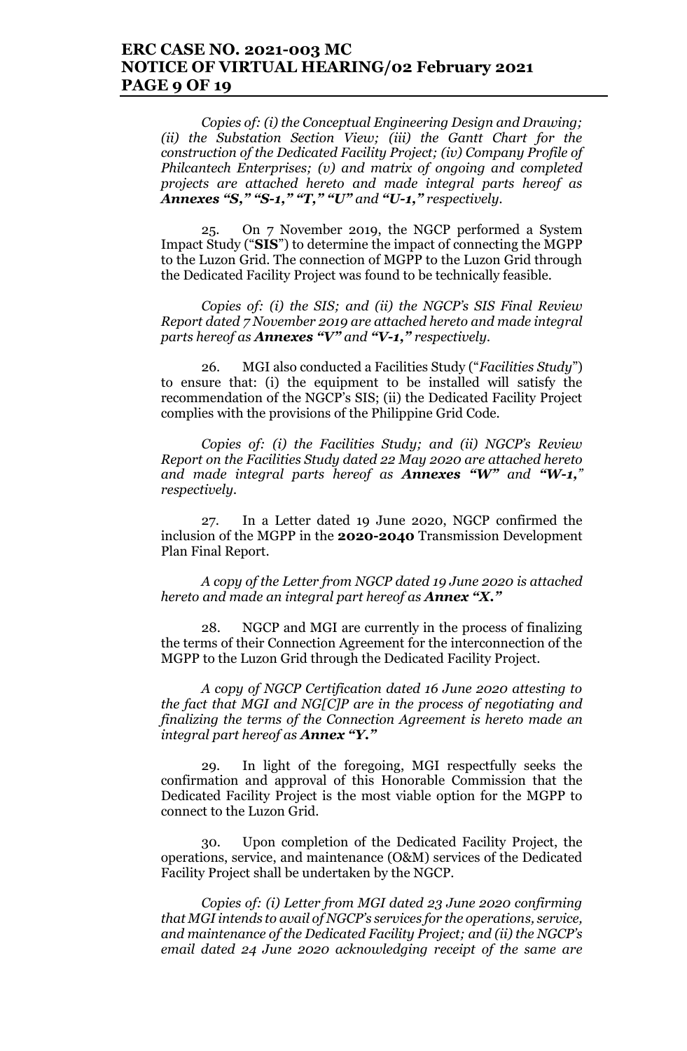*Copies of: (i) the Conceptual Engineering Design and Drawing; (ii) the Substation Section View; (iii) the Gantt Chart for the construction of the Dedicated Facility Project; (iv) Company Profile of Philcantech Enterprises; (v) and matrix of ongoing and completed projects are attached hereto and made integral parts hereof as **Annexes "S," "S-1," "T," "U" and "U-1,"** respectively.*

25. On 7 November 2019, the NGCP performed a System Impact Study ("**SIS**") to determine the impact of connecting the MGPP to the Luzon Grid. The connection of MGPP to the Luzon Grid through the Dedicated Facility Project was found to be technically feasible.

*Copies of: (i) the SIS; and (ii) the NGCP's SIS Final Review Report dated 7 November 2019 are attached hereto and made integral parts hereof as **Annexes "V" and "V-1,"** respectively.*

26. MGI also conducted a Facilities Study ("*Facilities Study*") to ensure that: (i) the equipment to be installed will satisfy the recommendation of the NGCP's SIS; (ii) the Dedicated Facility Project complies with the provisions of the Philippine Grid Code.

*Copies of: (i) the Facilities Study; and (ii) NGCP's Review Report on the Facilities Study dated 22 May 2020 are attached hereto and made integral parts hereof as **Annexes "W" and "W-1,"** respectively.*

27. In a Letter dated 19 June 2020, NGCP confirmed the inclusion of the MGPP in the **2020-2040** Transmission Development Plan Final Report.

*A copy of the Letter from NGCP dated 19 June 2020 is attached hereto and made an integral part hereof as **Annex "X."***

28. NGCP and MGI are currently in the process of finalizing the terms of their Connection Agreement for the interconnection of the MGPP to the Luzon Grid through the Dedicated Facility Project.

*A copy of NGCP Certification dated 16 June 2020 attesting to the fact that MGI and NG[C]P are in the process of negotiating and finalizing the terms of the Connection Agreement is hereto made an integral part hereof as **Annex "Y."***

29. In light of the foregoing, MGI respectfully seeks the confirmation and approval of this Honorable Commission that the Dedicated Facility Project is the most viable option for the MGPP to connect to the Luzon Grid.

30. Upon completion of the Dedicated Facility Project, the operations, service, and maintenance (O&M) services of the Dedicated Facility Project shall be undertaken by the NGCP.

*Copies of: (i) Letter from MGI dated 23 June 2020 confirming that MGI intends to avail of NGCP's services for the operations, service, and maintenance of the Dedicated Facility Project; and (ii) the NGCP's email dated 24 June 2020 acknowledging receipt of the same are*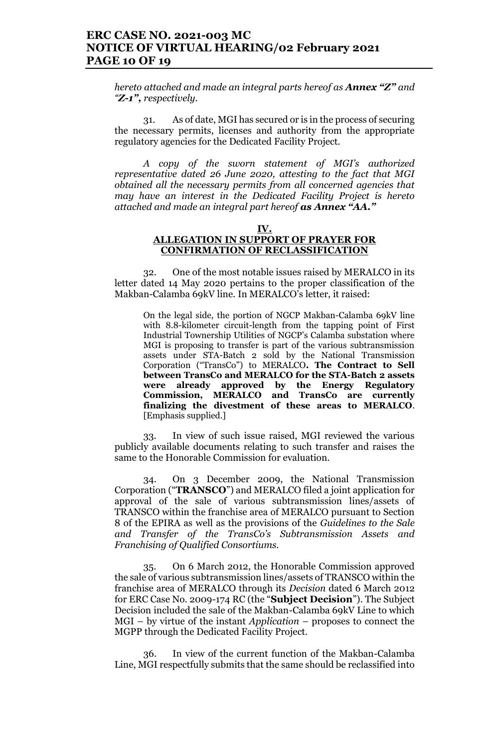*hereto attached and made an integral parts hereof as **Annex "Z"** and "**Z-1**", respectively.*

31. As of date, MGI has secured or is in the process of securing the necessary permits, licenses and authority from the appropriate regulatory agencies for the Dedicated Facility Project.

*A copy of the sworn statement of MGI's authorized representative dated 26 June 2020, attesting to the fact that MGI obtained all the necessary permits from all concerned agencies that may have an interest in the Dedicated Facility Project is hereto attached and made an integral part hereof **as Annex "AA."***

## IV.
## ALLEGATION IN SUPPORT OF PRAYER FOR CONFIRMATION OF RECLASSIFICATION

32. One of the most notable issues raised by MERALCO in its letter dated 14 May 2020 pertains to the proper classification of the Makban-Calamba 69kV line. In MERALCO's letter, it raised:

> On the legal side, the portion of NGCP Makban-Calamba 69kV line with 8.8-kilometer circuit-length from the tapping point of First Industrial Townership Utilities of NGCP's Calamba substation where MGI is proposing to transfer is part of the various subtransmission assets under STA-Batch 2 sold by the National Transmission Corporation ("TransCo") to MERALCO**. The Contract to Sell between TransCo and MERALCO for the STA-Batch 2 assets were already approved by the Energy Regulatory Commission, MERALCO and TransCo are currently finalizing the divestment of these areas to MERALCO**. [Emphasis supplied.]

33. In view of such issue raised, MGI reviewed the various publicly available documents relating to such transfer and raises the same to the Honorable Commission for evaluation.

34. On 3 December 2009, the National Transmission Corporation ("**TRANSCO**") and MERALCO filed a joint application for approval of the sale of various subtransmission lines/assets of TRANSCO within the franchise area of MERALCO pursuant to Section 8 of the EPIRA as well as the provisions of the *Guidelines to the Sale and Transfer of the TransCo's Subtransmission Assets and Franchising of Qualified Consortiums.*

35. On 6 March 2012, the Honorable Commission approved the sale of various subtransmission lines/assets of TRANSCO within the franchise area of MERALCO through its *Decision* dated 6 March 2012 for ERC Case No. 2009-174 RC (the "**Subject Decision**"). The Subject Decision included the sale of the Makban-Calamba 69kV Line to which MGI – by virtue of the instant *Application* – proposes to connect the MGPP through the Dedicated Facility Project.

36. In view of the current function of the Makban-Calamba Line, MGI respectfully submits that the same should be reclassified into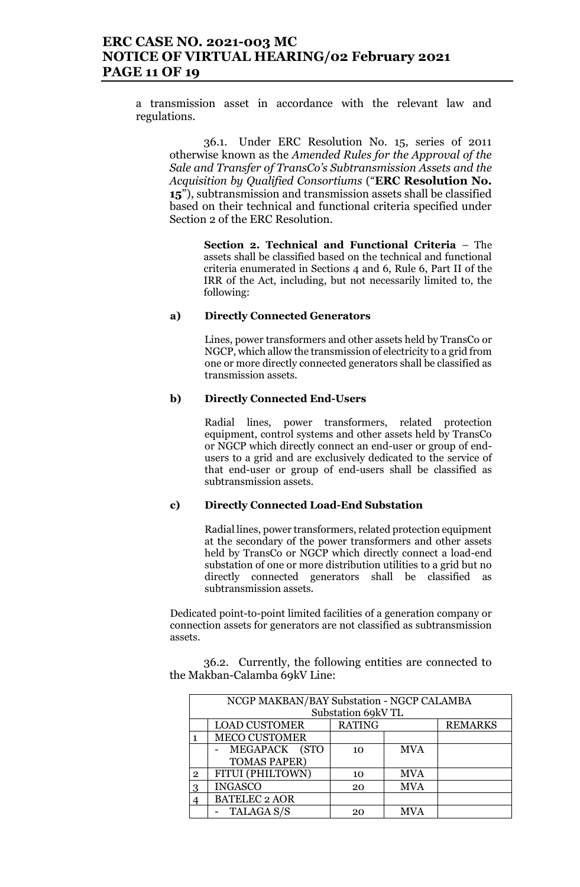a transmission asset in accordance with the relevant law and regulations.

36.1. Under ERC Resolution No. 15, series of 2011 otherwise known as the *Amended Rules for the Approval of the Sale and Transfer of TransCo's Subtransmission Assets and the Acquisition by Qualified Consortiums* ("**ERC Resolution No. 15**"), subtransmission and transmission assets shall be classified based on their technical and functional criteria specified under Section 2 of the ERC Resolution.

> **Section 2. Technical and Functional Criteria** – The assets shall be classified based on the technical and functional criteria enumerated in Sections 4 and 6, Rule 6, Part II of the IRR of the Act, including, but not necessarily limited to, the following:
>
> **a) Directly Connected Generators**
>
> Lines, power transformers and other assets held by TransCo or NGCP, which allow the transmission of electricity to a grid from one or more directly connected generators shall be classified as transmission assets.
>
> **b) Directly Connected End-Users**
>
> Radial lines, power transformers, related protection equipment, control systems and other assets held by TransCo or NGCP which directly connect an end-user or group of end-users to a grid and are exclusively dedicated to the service of that end-user or group of end-users shall be classified as subtransmission assets.
>
> **c) Directly Connected Load-End Substation**
>
> Radial lines, power transformers, related protection equipment at the secondary of the power transformers and other assets held by TransCo or NGCP which directly connect a load-end substation of one or more distribution utilities to a grid but no directly connected generators shall be classified as subtransmission assets.
>
> Dedicated point-to-point limited facilities of a generation company or connection assets for generators are not classified as subtransmission assets.

36.2. Currently, the following entities are connected to the Makban-Calamba 69kV Line:

| NCGP MAKBAN/BAY Substation - NGCP CALAMBA Substation 69kV TL | | | | |
|---|---|---|---|---|
| | LOAD CUSTOMER | RATING | | REMARKS |
| 1 | MECO CUSTOMER | | | |
| | - MEGAPACK (STO TOMAS PAPER) | 10 | MVA | |
| 2 | FITUI (PHILTOWN) | 10 | MVA | |
| 3 | INGASCO | 20 | MVA | |
| 4 | BATELEC 2 AOR | | | |
| | - TALAGA S/S | 20 | MVA | |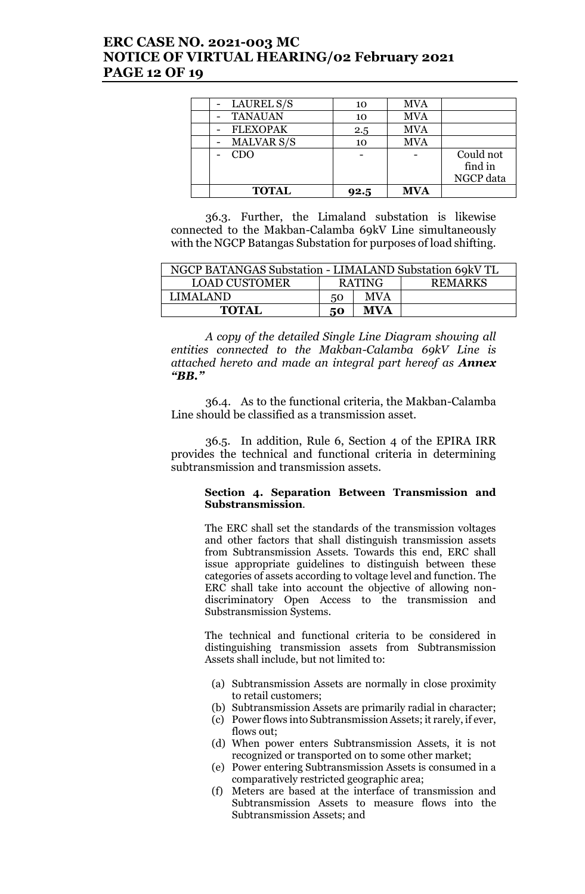| | | | | |
|---|---|---|---|---|
| | - LAUREL S/S | 10 | MVA | |
| | - TANAUAN | 10 | MVA | |
| | - FLEXOPAK | 2.5 | MVA | |
| | - MALVAR S/S | 10 | MVA | |
| | - CDO | - | - | Could not find in NGCP data |
| | **TOTAL** | **92.5** | **MVA** | |

36.3. Further, the Limaland substation is likewise connected to the Makban-Calamba 69kV Line simultaneously with the NGCP Batangas Substation for purposes of load shifting.

| NGCP BATANGAS Substation - LIMALAND Substation 69kV TL | | | |
|---|---|---|---|
| LOAD CUSTOMER | RATING | | REMARKS |
| LIMALAND | 50 | MVA | |
| **TOTAL** | **50** | **MVA** | |

*A copy of the detailed Single Line Diagram showing all entities connected to the Makban-Calamba 69kV Line is attached hereto and made an integral part hereof as **Annex "BB."***

36.4. As to the functional criteria, the Makban-Calamba Line should be classified as a transmission asset.

36.5. In addition, Rule 6, Section 4 of the EPIRA IRR provides the technical and functional criteria in determining subtransmission and transmission assets.

> **Section 4. Separation Between Transmission and Substransmission**.
>
> The ERC shall set the standards of the transmission voltages and other factors that shall distinguish transmission assets from Subtransmission Assets. Towards this end, ERC shall issue appropriate guidelines to distinguish between these categories of assets according to voltage level and function. The ERC shall take into account the objective of allowing non-discriminatory Open Access to the transmission and Substransmission Systems.
>
> The technical and functional criteria to be considered in distinguishing transmission assets from Subtransmission Assets shall include, but not limited to:
>
> (a) Subtransmission Assets are normally in close proximity to retail customers;
> (b) Subtransmission Assets are primarily radial in character;
> (c) Power flows into Subtransmission Assets; it rarely, if ever, flows out;
> (d) When power enters Subtransmission Assets, it is not recognized or transported on to some other market;
> (e) Power entering Subtransmission Assets is consumed in a comparatively restricted geographic area;
> (f) Meters are based at the interface of transmission and Subtransmission Assets to measure flows into the Subtransmission Assets; and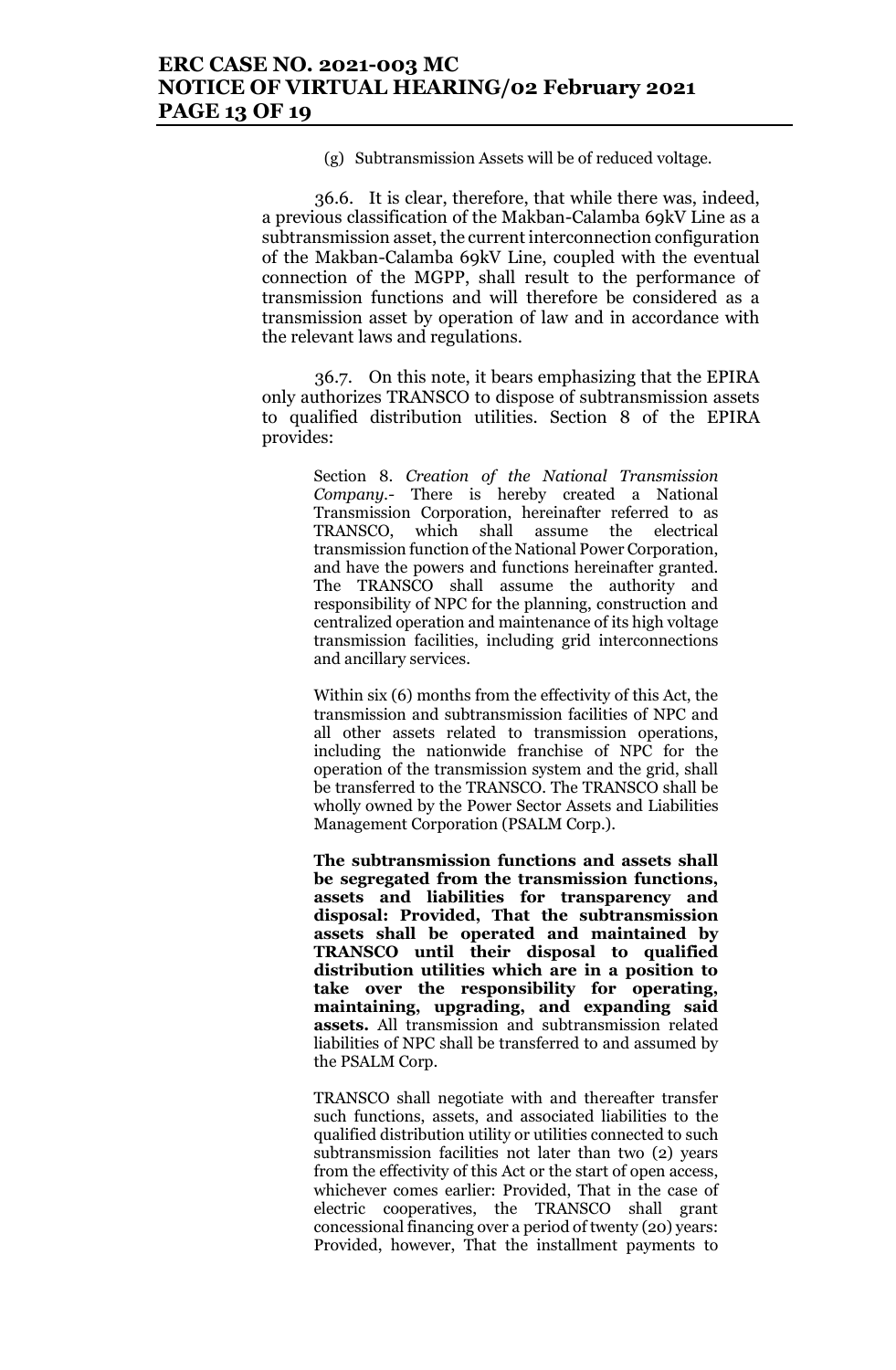(g) Subtransmission Assets will be of reduced voltage.

36.6. It is clear, therefore, that while there was, indeed, a previous classification of the Makban-Calamba 69kV Line as a subtransmission asset, the current interconnection configuration of the Makban-Calamba 69kV Line, coupled with the eventual connection of the MGPP, shall result to the performance of transmission functions and will therefore be considered as a transmission asset by operation of law and in accordance with the relevant laws and regulations.

36.7. On this note, it bears emphasizing that the EPIRA only authorizes TRANSCO to dispose of subtransmission assets to qualified distribution utilities. Section 8 of the EPIRA provides:

> Section 8. *Creation of the National Transmission Company.*- There is hereby created a National Transmission Corporation, hereinafter referred to as TRANSCO, which shall assume the electrical transmission function of the National Power Corporation, and have the powers and functions hereinafter granted. The TRANSCO shall assume the authority and responsibility of NPC for the planning, construction and centralized operation and maintenance of its high voltage transmission facilities, including grid interconnections and ancillary services.
>
> Within six (6) months from the effectivity of this Act, the transmission and subtransmission facilities of NPC and all other assets related to transmission operations, including the nationwide franchise of NPC for the operation of the transmission system and the grid, shall be transferred to the TRANSCO. The TRANSCO shall be wholly owned by the Power Sector Assets and Liabilities Management Corporation (PSALM Corp.).
>
> **The subtransmission functions and assets shall be segregated from the transmission functions, assets and liabilities for transparency and disposal: Provided, That the subtransmission assets shall be operated and maintained by TRANSCO until their disposal to qualified distribution utilities which are in a position to take over the responsibility for operating, maintaining, upgrading, and expanding said assets.** All transmission and subtransmission related liabilities of NPC shall be transferred to and assumed by the PSALM Corp.
>
> TRANSCO shall negotiate with and thereafter transfer such functions, assets, and associated liabilities to the qualified distribution utility or utilities connected to such subtransmission facilities not later than two (2) years from the effectivity of this Act or the start of open access, whichever comes earlier: Provided, That in the case of electric cooperatives, the TRANSCO shall grant concessional financing over a period of twenty (20) years: Provided, however, That the installment payments to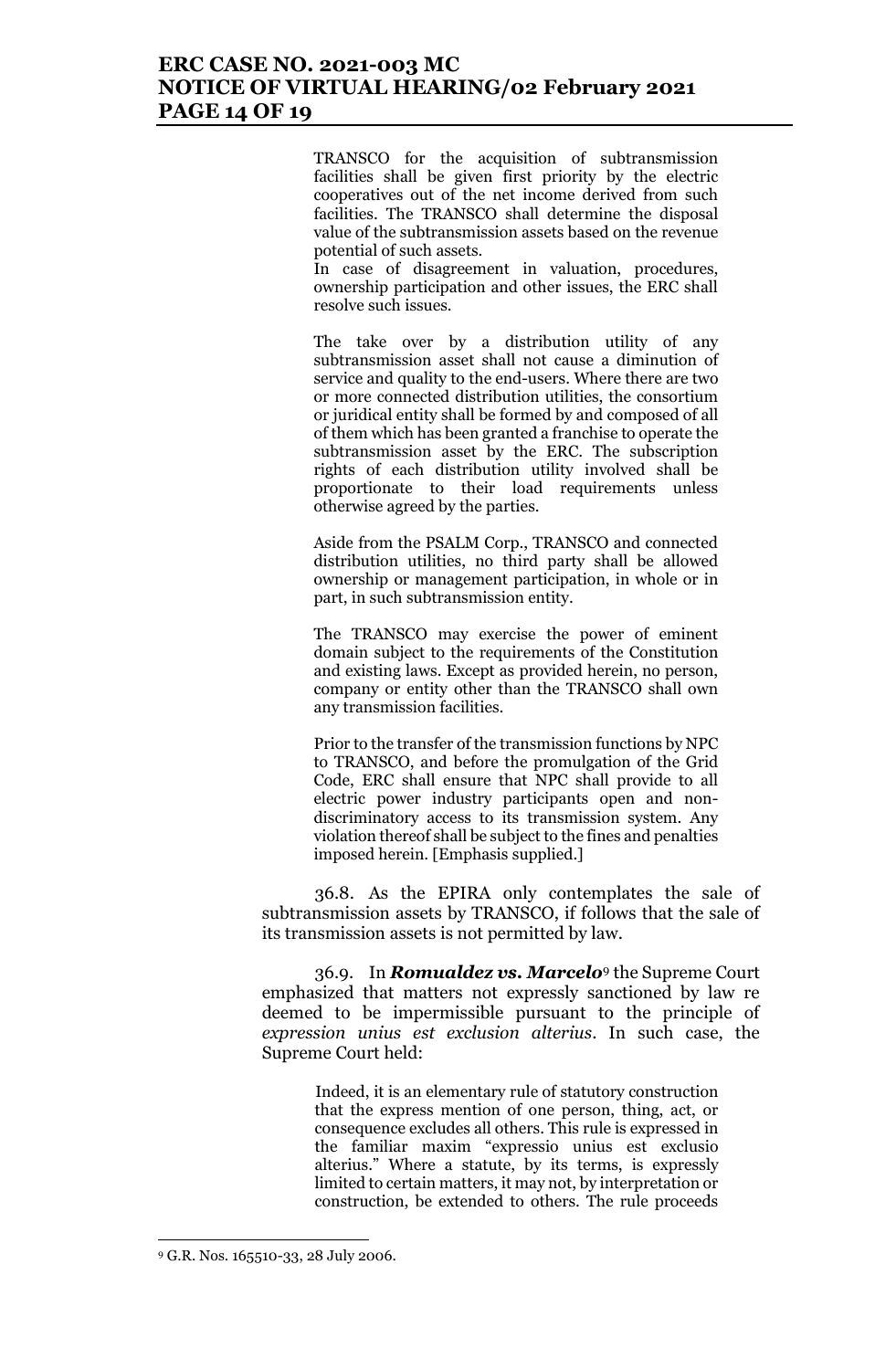> TRANSCO for the acquisition of subtransmission facilities shall be given first priority by the electric cooperatives out of the net income derived from such facilities. The TRANSCO shall determine the disposal value of the subtransmission assets based on the revenue potential of such assets.
> In case of disagreement in valuation, procedures, ownership participation and other issues, the ERC shall resolve such issues.
>
> The take over by a distribution utility of any subtransmission asset shall not cause a diminution of service and quality to the end-users. Where there are two or more connected distribution utilities, the consortium or juridical entity shall be formed by and composed of all of them which has been granted a franchise to operate the subtransmission asset by the ERC. The subscription rights of each distribution utility involved shall be proportionate to their load requirements unless otherwise agreed by the parties.
>
> Aside from the PSALM Corp., TRANSCO and connected distribution utilities, no third party shall be allowed ownership or management participation, in whole or in part, in such subtransmission entity.
>
> The TRANSCO may exercise the power of eminent domain subject to the requirements of the Constitution and existing laws. Except as provided herein, no person, company or entity other than the TRANSCO shall own any transmission facilities.
>
> Prior to the transfer of the transmission functions by NPC to TRANSCO, and before the promulgation of the Grid Code, ERC shall ensure that NPC shall provide to all electric power industry participants open and non-discriminatory access to its transmission system. Any violation thereof shall be subject to the fines and penalties imposed herein. [Emphasis supplied.]

36.8. As the EPIRA only contemplates the sale of subtransmission assets by TRANSCO, if follows that the sale of its transmission assets is not permitted by law.

36.9. In ***Romualdez vs. Marcelo***[9] the Supreme Court emphasized that matters not expressly sanctioned by law re deemed to be impermissible pursuant to the principle of *expression unius est exclusion alterius*. In such case, the Supreme Court held:

> Indeed, it is an elementary rule of statutory construction that the express mention of one person, thing, act, or consequence excludes all others. This rule is expressed in the familiar maxim "expressio unius est exclusio alterius." Where a statute, by its terms, is expressly limited to certain matters, it may not, by interpretation or construction, be extended to others. The rule proceeds

[9] G.R. Nos. 165510-33, 28 July 2006.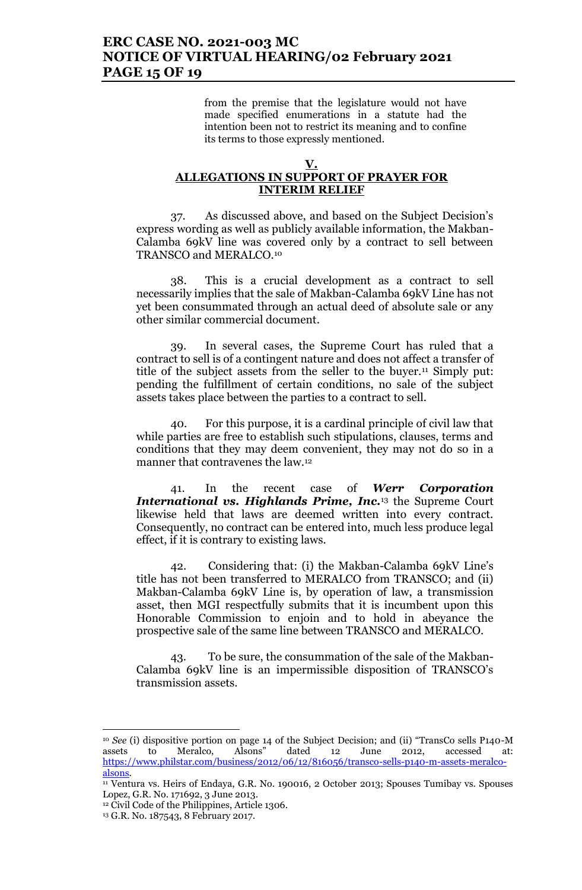from the premise that the legislature would not have made specified enumerations in a statute had the intention been not to restrict its meaning and to confine its terms to those expressly mentioned.

## V.
## ALLEGATIONS IN SUPPORT OF PRAYER FOR INTERIM RELIEF

37. As discussed above, and based on the Subject Decision's express wording as well as publicly available information, the Makban-Calamba 69kV line was covered only by a contract to sell between TRANSCO and MERALCO.[10]

38. This is a crucial development as a contract to sell necessarily implies that the sale of Makban-Calamba 69kV Line has not yet been consummated through an actual deed of absolute sale or any other similar commercial document.

39. In several cases, the Supreme Court has ruled that a contract to sell is of a contingent nature and does not affect a transfer of title of the subject assets from the seller to the buyer.[11] Simply put: pending the fulfillment of certain conditions, no sale of the subject assets takes place between the parties to a contract to sell.

40. For this purpose, it is a cardinal principle of civil law that while parties are free to establish such stipulations, clauses, terms and conditions that they may deem convenient, they may not do so in a manner that contravenes the law.[12]

41. In the recent case of ***Werr Corporation International vs. Highlands Prime, Inc.***[13] the Supreme Court likewise held that laws are deemed written into every contract. Consequently, no contract can be entered into, much less produce legal effect, if it is contrary to existing laws.

42. Considering that: (i) the Makban-Calamba 69kV Line's title has not been transferred to MERALCO from TRANSCO; and (ii) Makban-Calamba 69kV Line is, by operation of law, a transmission asset, then MGI respectfully submits that it is incumbent upon this Honorable Commission to enjoin and to hold in abeyance the prospective sale of the same line between TRANSCO and MERALCO.

43. To be sure, the consummation of the sale of the Makban-Calamba 69kV line is an impermissible disposition of TRANSCO's transmission assets.

---

[10] *See* (i) dispositive portion on page 14 of the Subject Decision; and (ii) "TransCo sells P140-M assets to Meralco, Alsons" dated 12 June 2012, accessed at: https://www.philstar.com/business/2012/06/12/816056/transco-sells-p140-m-assets-meralco-alsons.

[11] Ventura vs. Heirs of Endaya, G.R. No. 190016, 2 October 2013; Spouses Tumibay vs. Spouses Lopez, G.R. No. 171692, 3 June 2013.

[12] Civil Code of the Philippines, Article 1306.

[13] G.R. No. 187543, 8 February 2017.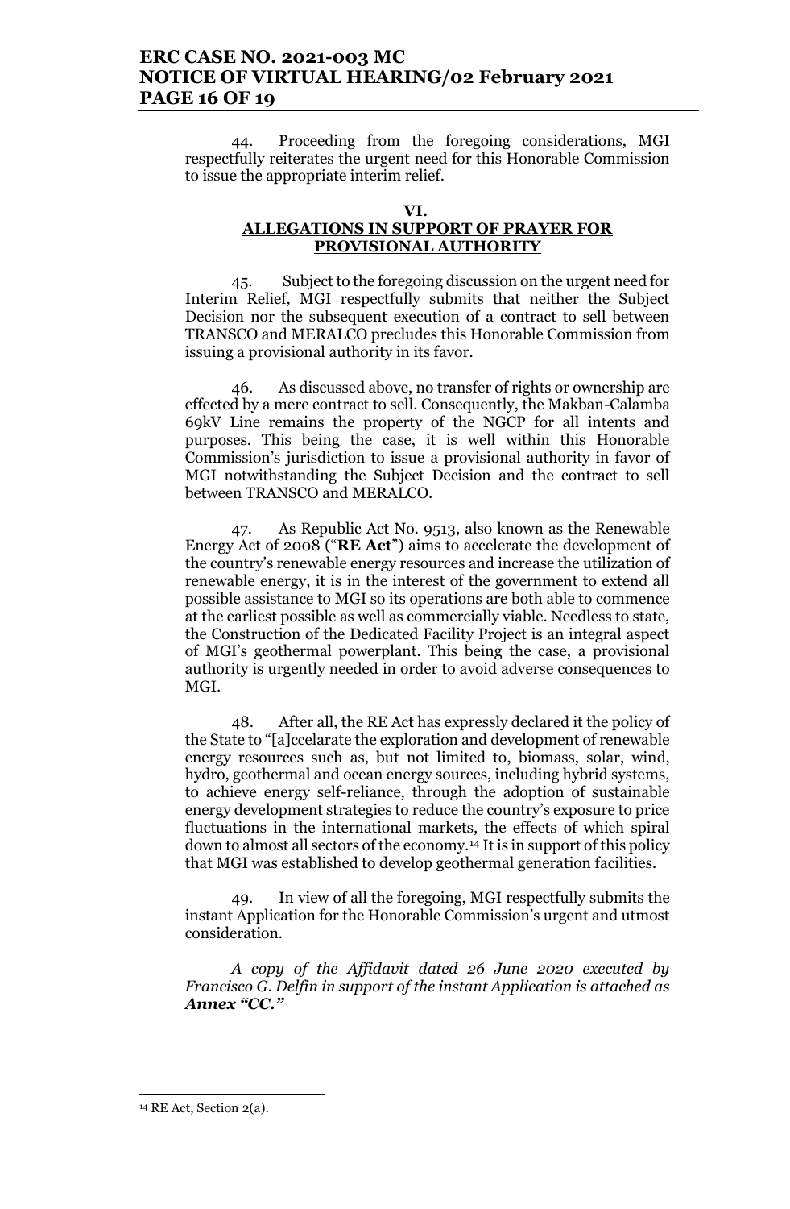44. Proceeding from the foregoing considerations, MGI respectfully reiterates the urgent need for this Honorable Commission to issue the appropriate interim relief.

## VI. ALLEGATIONS IN SUPPORT OF PRAYER FOR PROVISIONAL AUTHORITY

45. Subject to the foregoing discussion on the urgent need for Interim Relief, MGI respectfully submits that neither the Subject Decision nor the subsequent execution of a contract to sell between TRANSCO and MERALCO precludes this Honorable Commission from issuing a provisional authority in its favor.

46. As discussed above, no transfer of rights or ownership are effected by a mere contract to sell. Consequently, the Makban-Calamba 69kV Line remains the property of the NGCP for all intents and purposes. This being the case, it is well within this Honorable Commission's jurisdiction to issue a provisional authority in favor of MGI notwithstanding the Subject Decision and the contract to sell between TRANSCO and MERALCO.

47. As Republic Act No. 9513, also known as the Renewable Energy Act of 2008 ("**RE Act**") aims to accelerate the development of the country's renewable energy resources and increase the utilization of renewable energy, it is in the interest of the government to extend all possible assistance to MGI so its operations are both able to commence at the earliest possible as well as commercially viable. Needless to state, the Construction of the Dedicated Facility Project is an integral aspect of MGI's geothermal powerplant. This being the case, a provisional authority is urgently needed in order to avoid adverse consequences to MGI.

48. After all, the RE Act has expressly declared it the policy of the State to "[a]ccelarate the exploration and development of renewable energy resources such as, but not limited to, biomass, solar, wind, hydro, geothermal and ocean energy sources, including hybrid systems, to achieve energy self-reliance, through the adoption of sustainable energy development strategies to reduce the country's exposure to price fluctuations in the international markets, the effects of which spiral down to almost all sectors of the economy.[14] It is in support of this policy that MGI was established to develop geothermal generation facilities.

49. In view of all the foregoing, MGI respectfully submits the instant Application for the Honorable Commission's urgent and utmost consideration.

*A copy of the Affidavit dated 26 June 2020 executed by Francisco G. Delfin in support of the instant Application is attached as **Annex "CC."***

---

[14] RE Act, Section 2(a).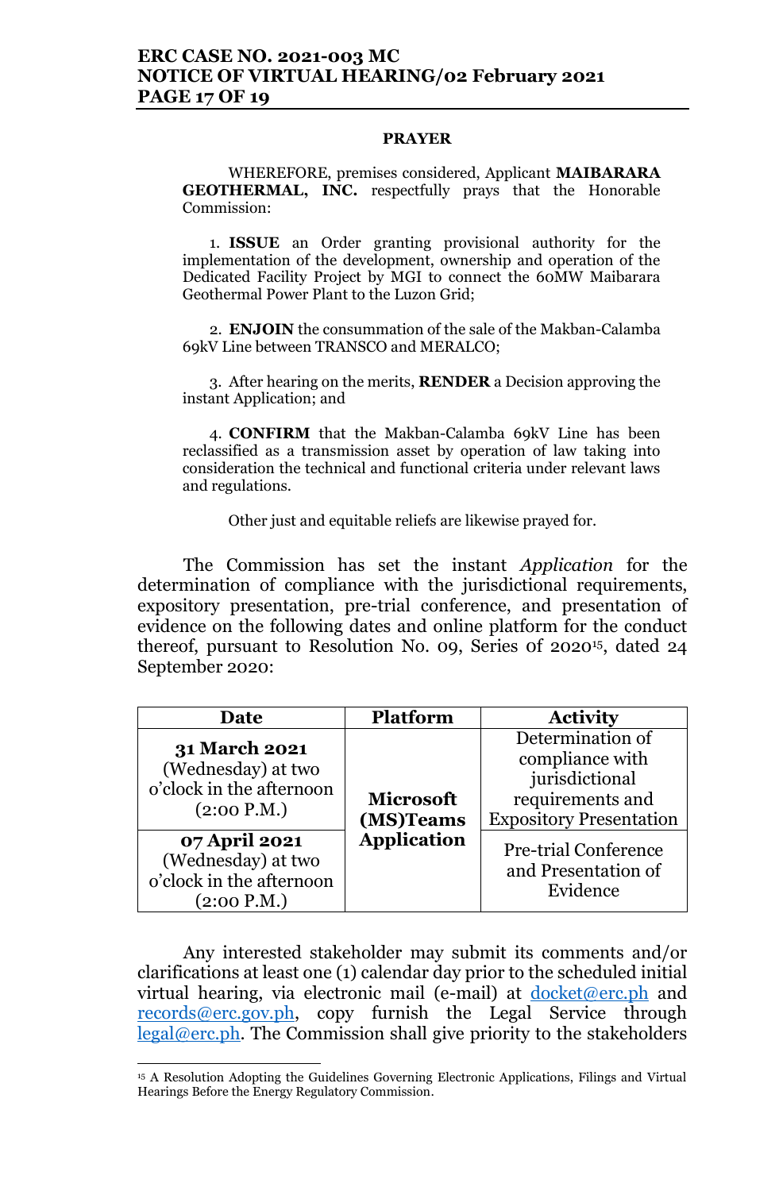**PRAYER**

WHEREFORE, premises considered, Applicant **MAIBARARA GEOTHERMAL, INC.** respectfully prays that the Honorable Commission:

1. **ISSUE** an Order granting provisional authority for the implementation of the development, ownership and operation of the Dedicated Facility Project by MGI to connect the 60MW Maibarara Geothermal Power Plant to the Luzon Grid;

2. **ENJOIN** the consummation of the sale of the Makban-Calamba 69kV Line between TRANSCO and MERALCO;

3. After hearing on the merits, **RENDER** a Decision approving the instant Application; and

4. **CONFIRM** that the Makban-Calamba 69kV Line has been reclassified as a transmission asset by operation of law taking into consideration the technical and functional criteria under relevant laws and regulations.

Other just and equitable reliefs are likewise prayed for.

The Commission has set the instant *Application* for the determination of compliance with the jurisdictional requirements, expository presentation, pre-trial conference, and presentation of evidence on the following dates and online platform for the conduct thereof, pursuant to Resolution No. 09, Series of 2020[15], dated 24 September 2020:

| Date | Platform | Activity |
|---|---|---|
| **31 March 2021** (Wednesday) at two o'clock in the afternoon (2:00 P.M.) | **Microsoft (MS)Teams Application** | Determination of compliance with jurisdictional requirements and Expository Presentation |
| **07 April 2021** (Wednesday) at two o'clock in the afternoon (2:00 P.M.) | | Pre-trial Conference and Presentation of Evidence |

Any interested stakeholder may submit its comments and/or clarifications at least one (1) calendar day prior to the scheduled initial virtual hearing, via electronic mail (e-mail) at docket@erc.ph and records@erc.gov.ph, copy furnish the Legal Service through legal@erc.ph. The Commission shall give priority to the stakeholders

[15] A Resolution Adopting the Guidelines Governing Electronic Applications, Filings and Virtual Hearings Before the Energy Regulatory Commission.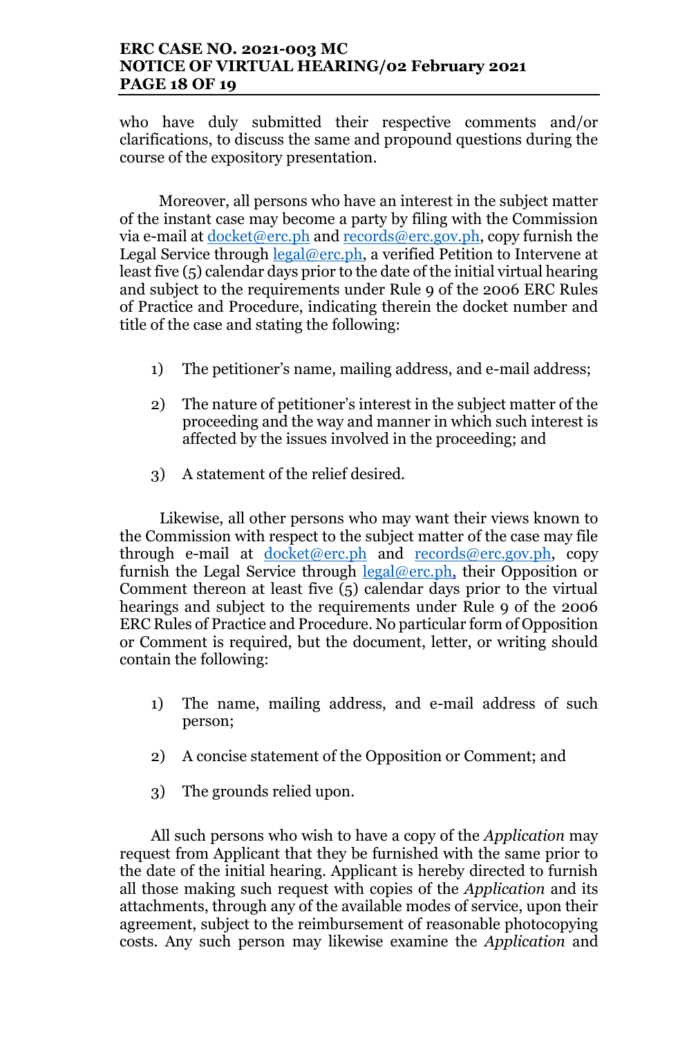who have duly submitted their respective comments and/or clarifications, to discuss the same and propound questions during the course of the expository presentation.

Moreover, all persons who have an interest in the subject matter of the instant case may become a party by filing with the Commission via e-mail at docket@erc.ph and records@erc.gov.ph, copy furnish the Legal Service through legal@erc.ph, a verified Petition to Intervene at least five (5) calendar days prior to the date of the initial virtual hearing and subject to the requirements under Rule 9 of the 2006 ERC Rules of Practice and Procedure, indicating therein the docket number and title of the case and stating the following:

1) The petitioner's name, mailing address, and e-mail address;

2) The nature of petitioner's interest in the subject matter of the proceeding and the way and manner in which such interest is affected by the issues involved in the proceeding; and

3) A statement of the relief desired.

Likewise, all other persons who may want their views known to the Commission with respect to the subject matter of the case may file through e-mail at docket@erc.ph and records@erc.gov.ph, copy furnish the Legal Service through legal@erc.ph, their Opposition or Comment thereon at least five (5) calendar days prior to the virtual hearings and subject to the requirements under Rule 9 of the 2006 ERC Rules of Practice and Procedure. No particular form of Opposition or Comment is required, but the document, letter, or writing should contain the following:

1) The name, mailing address, and e-mail address of such person;

2) A concise statement of the Opposition or Comment; and

3) The grounds relied upon.

All such persons who wish to have a copy of the *Application* may request from Applicant that they be furnished with the same prior to the date of the initial hearing. Applicant is hereby directed to furnish all those making such request with copies of the *Application* and its attachments, through any of the available modes of service, upon their agreement, subject to the reimbursement of reasonable photocopying costs. Any such person may likewise examine the *Application* and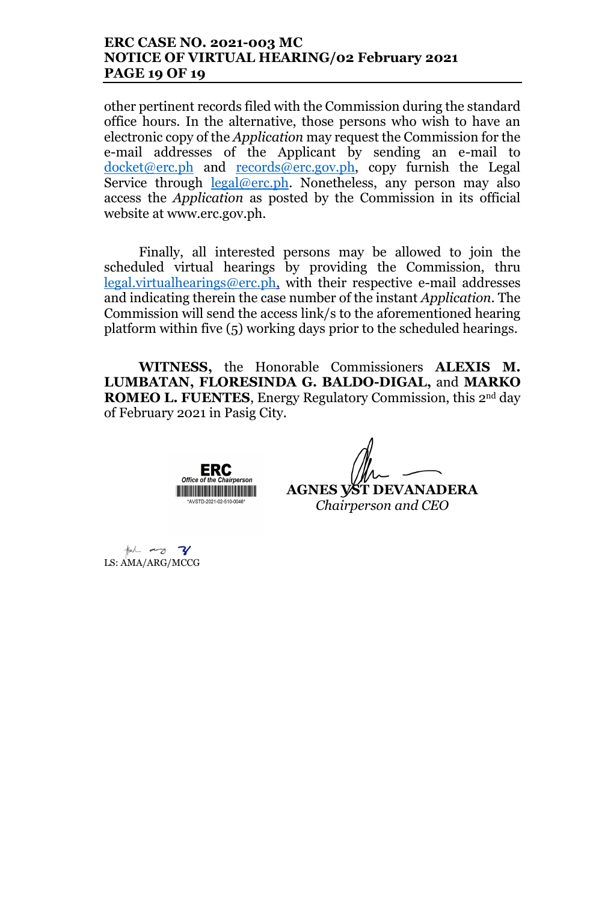other pertinent records filed with the Commission during the standard office hours. In the alternative, those persons who wish to have an electronic copy of the *Application* may request the Commission for the e-mail addresses of the Applicant by sending an e-mail to docket@erc.ph and records@erc.gov.ph, copy furnish the Legal Service through legal@erc.ph. Nonetheless, any person may also access the *Application* as posted by the Commission in its official website at www.erc.gov.ph.

Finally, all interested persons may be allowed to join the scheduled virtual hearings by providing the Commission, thru legal.virtualhearings@erc.ph, with their respective e-mail addresses and indicating therein the case number of the instant *Application*. The Commission will send the access link/s to the aforementioned hearing platform within five (5) working days prior to the scheduled hearings.

**WITNESS,** the Honorable Commissioners **ALEXIS M. LUMBATAN, FLORESINDA G. BALDO-DIGAL,** and **MARKO ROMEO L. FUENTES**, Energy Regulatory Commission, this 2nd day of February 2021 in Pasig City.

ERC
*Office of the Chairperson*
*AVSTD-2021-02-510-0046*

**AGNES VST DEVANADERA**
*Chairperson and CEO*

LS: AMA/ARG/MCCG